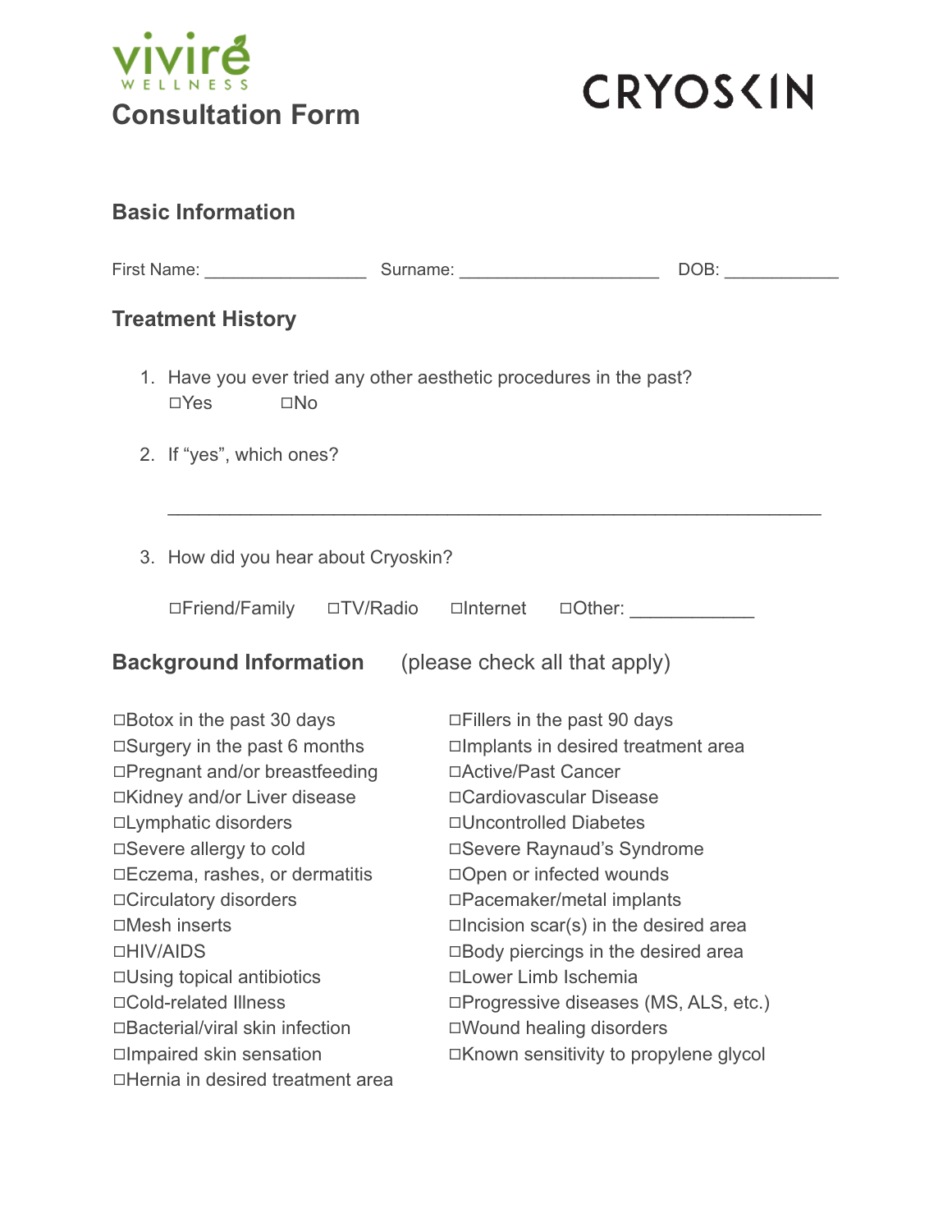vivire WELLNESS

# Consultation Form

CRYOSKIN

## Basic Information

First Name: ________________ Surname: ____________________ DOB: ___________

## Treatment History

1. Have you ever tried any other aesthetic procedures in the past?
   ☐Yes ☐No

2. If "yes", which ones?

   ________________________________________________________________

3. How did you hear about Cryoskin?

   ☐Friend/Family ☐TV/Radio ☐Internet ☐Other: ___________

## Background Information (please check all that apply)

☐Botox in the past 30 days
☐Surgery in the past 6 months
☐Pregnant and/or breastfeeding
☐Kidney and/or Liver disease
☐Lymphatic disorders
☐Severe allergy to cold
☐Eczema, rashes, or dermatitis
☐Circulatory disorders
☐Mesh inserts
☐HIV/AIDS
☐Using topical antibiotics
☐Cold-related Illness
☐Bacterial/viral skin infection
☐Impaired skin sensation
☐Hernia in desired treatment area
☐Fillers in the past 90 days
☐Implants in desired treatment area
☐Active/Past Cancer
☐Cardiovascular Disease
☐Uncontrolled Diabetes
☐Severe Raynaud's Syndrome
☐Open or infected wounds
☐Pacemaker/metal implants
☐Incision scar(s) in the desired area
☐Body piercings in the desired area
☐Lower Limb Ischemia
☐Progressive diseases (MS, ALS, etc.)
☐Wound healing disorders
☐Known sensitivity to propylene glycol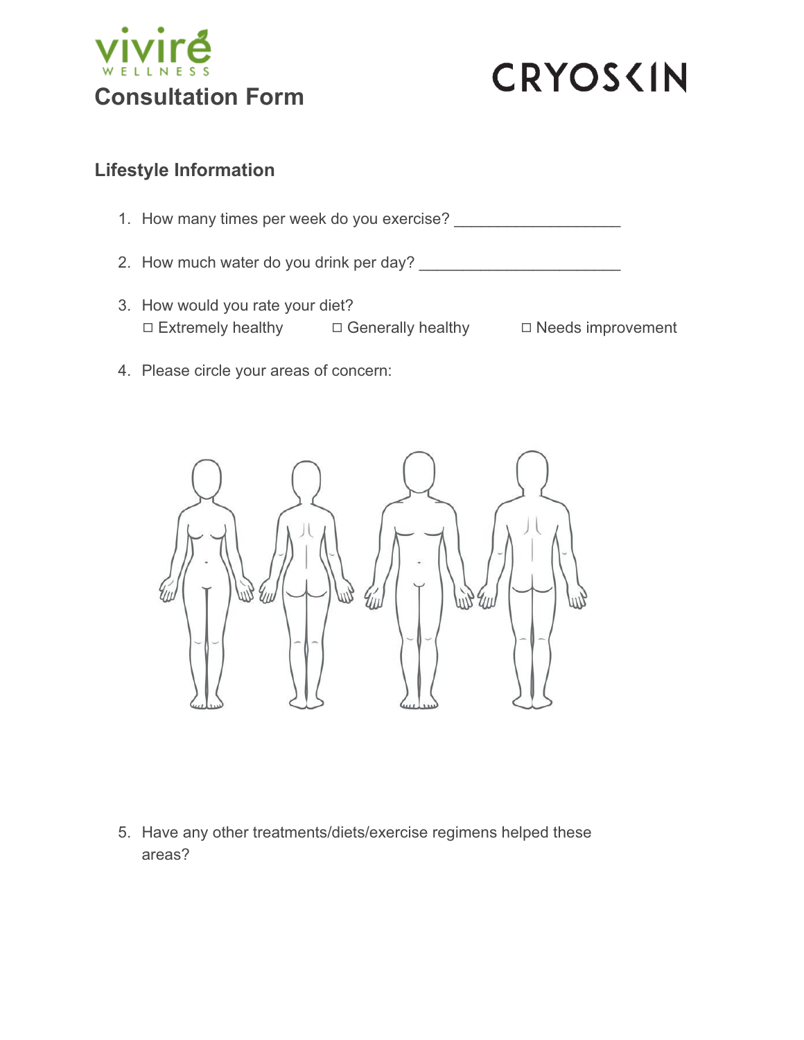viviré WELLNESS

# Consultation Form

CRYOSKIN

## Lifestyle Information

1. How many times per week do you exercise? ___________________
2. How much water do you drink per day? _______________________
3. How would you rate your diet?
   ☐ Extremely healthy ☐ Generally healthy ☐ Needs improvement
4. Please circle your areas of concern:
5. Have any other treatments/diets/exercise regimens helped these areas?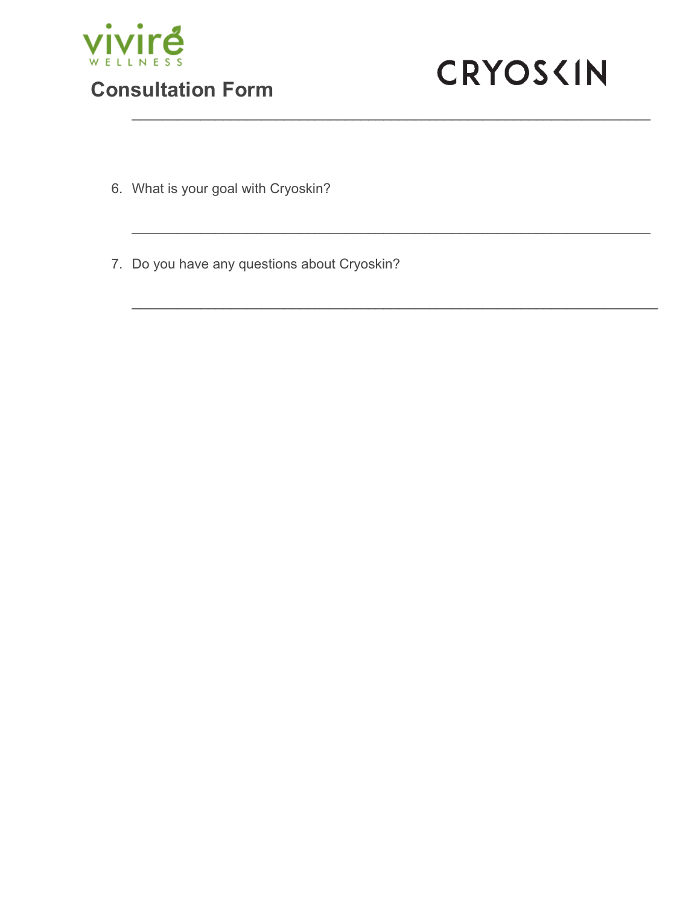# Consultation Form

_______________________________________________________________

6. What is your goal with Cryoskin?

_______________________________________________________________

7. Do you have any questions about Cryoskin?

_______________________________________________________________